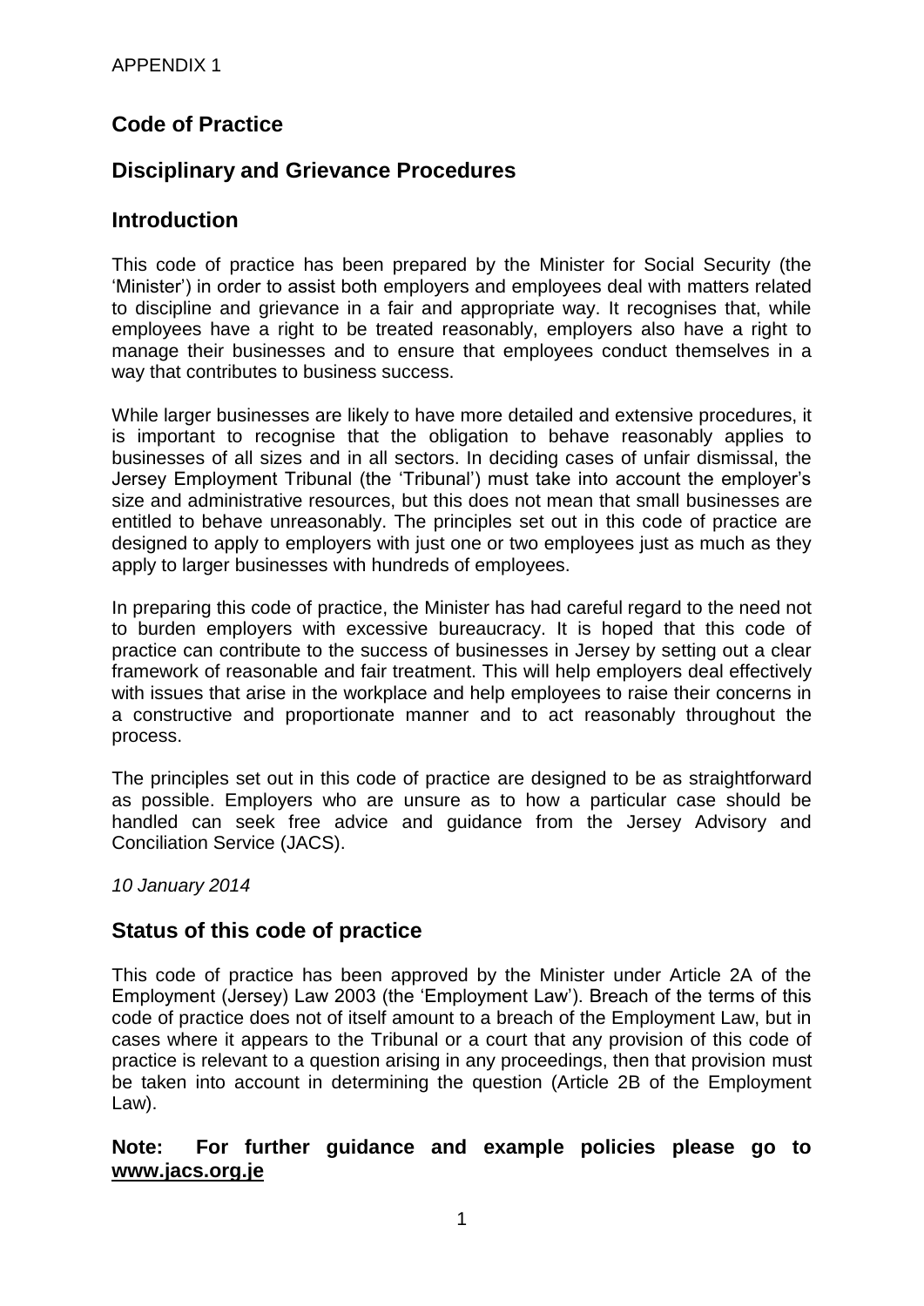APPENDIX 1

## Code of Practice

## Disciplinary and Grievance Procedures

## Introduction

This code of practice has been prepared by the Minister for Social Security (the 'Minister') in order to assist both employers and employees deal with matters related to discipline and grievance in a fair and appropriate way. It recognises that, while employees have a right to be treated reasonably, employers also have a right to manage their businesses and to ensure that employees conduct themselves in a way that contributes to business success.

While larger businesses are likely to have more detailed and extensive procedures, it is important to recognise that the obligation to behave reasonably applies to businesses of all sizes and in all sectors. In deciding cases of unfair dismissal, the Jersey Employment Tribunal (the 'Tribunal') must take into account the employer's size and administrative resources, but this does not mean that small businesses are entitled to behave unreasonably. The principles set out in this code of practice are designed to apply to employers with just one or two employees just as much as they apply to larger businesses with hundreds of employees.

In preparing this code of practice, the Minister has had careful regard to the need not to burden employers with excessive bureaucracy. It is hoped that this code of practice can contribute to the success of businesses in Jersey by setting out a clear framework of reasonable and fair treatment. This will help employers deal effectively with issues that arise in the workplace and help employees to raise their concerns in a constructive and proportionate manner and to act reasonably throughout the process.

The principles set out in this code of practice are designed to be as straightforward as possible. Employers who are unsure as to how a particular case should be handled can seek free advice and guidance from the Jersey Advisory and Conciliation Service (JACS).

*10 January 2014*

## Status of this code of practice

This code of practice has been approved by the Minister under Article 2A of the Employment (Jersey) Law 2003 (the 'Employment Law'). Breach of the terms of this code of practice does not of itself amount to a breach of the Employment Law, but in cases where it appears to the Tribunal or a court that any provision of this code of practice is relevant to a question arising in any proceedings, then that provision must be taken into account in determining the question (Article 2B of the Employment Law).

**Note: For further guidance and example policies please go to www.jacs.org.je**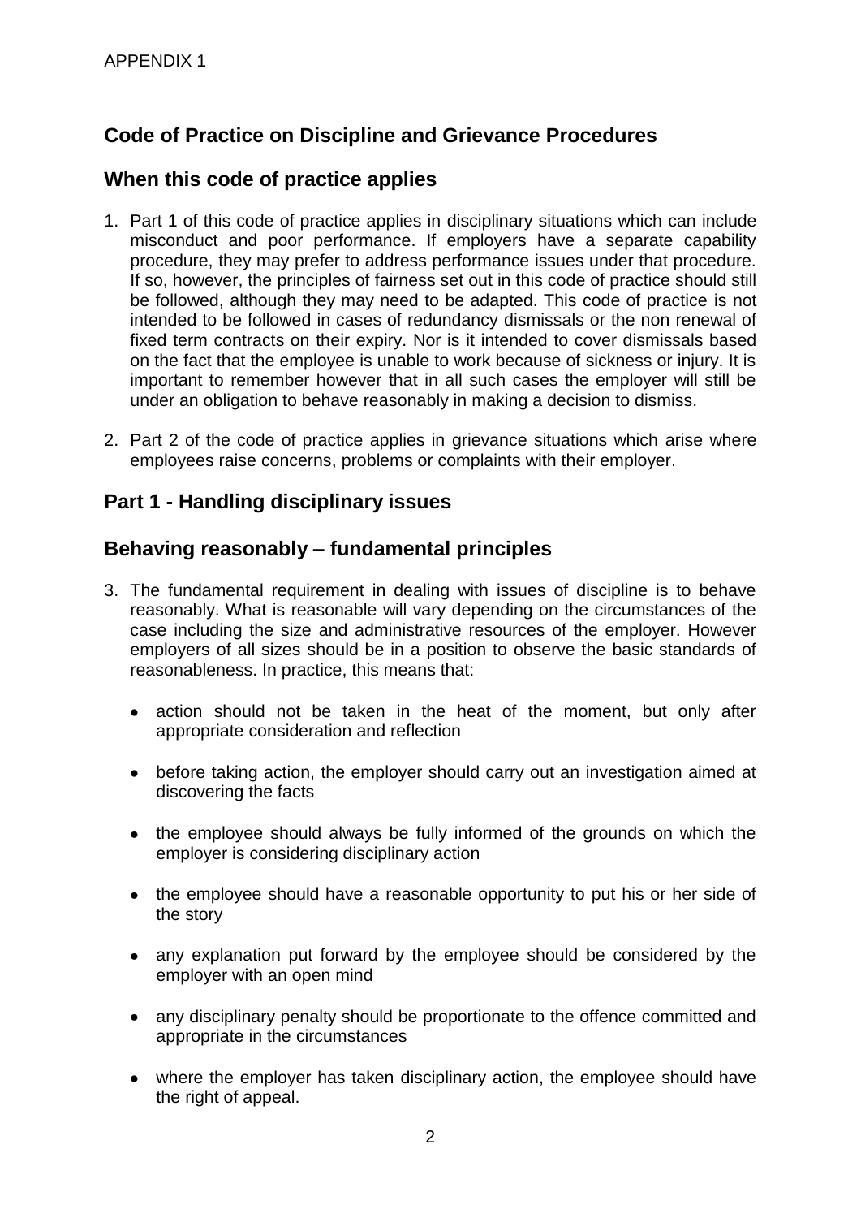APPENDIX 1

## Code of Practice on Discipline and Grievance Procedures

## When this code of practice applies

1. Part 1 of this code of practice applies in disciplinary situations which can include misconduct and poor performance. If employers have a separate capability procedure, they may prefer to address performance issues under that procedure. If so, however, the principles of fairness set out in this code of practice should still be followed, although they may need to be adapted. This code of practice is not intended to be followed in cases of redundancy dismissals or the non renewal of fixed term contracts on their expiry. Nor is it intended to cover dismissals based on the fact that the employee is unable to work because of sickness or injury. It is important to remember however that in all such cases the employer will still be under an obligation to behave reasonably in making a decision to dismiss.

2. Part 2 of the code of practice applies in grievance situations which arise where employees raise concerns, problems or complaints with their employer.

## Part 1 - Handling disciplinary issues

## Behaving reasonably – fundamental principles

3. The fundamental requirement in dealing with issues of discipline is to behave reasonably. What is reasonable will vary depending on the circumstances of the case including the size and administrative resources of the employer. However employers of all sizes should be in a position to observe the basic standards of reasonableness. In practice, this means that:

    - action should not be taken in the heat of the moment, but only after appropriate consideration and reflection
    - before taking action, the employer should carry out an investigation aimed at discovering the facts
    - the employee should always be fully informed of the grounds on which the employer is considering disciplinary action
    - the employee should have a reasonable opportunity to put his or her side of the story
    - any explanation put forward by the employee should be considered by the employer with an open mind
    - any disciplinary penalty should be proportionate to the offence committed and appropriate in the circumstances
    - where the employer has taken disciplinary action, the employee should have the right of appeal.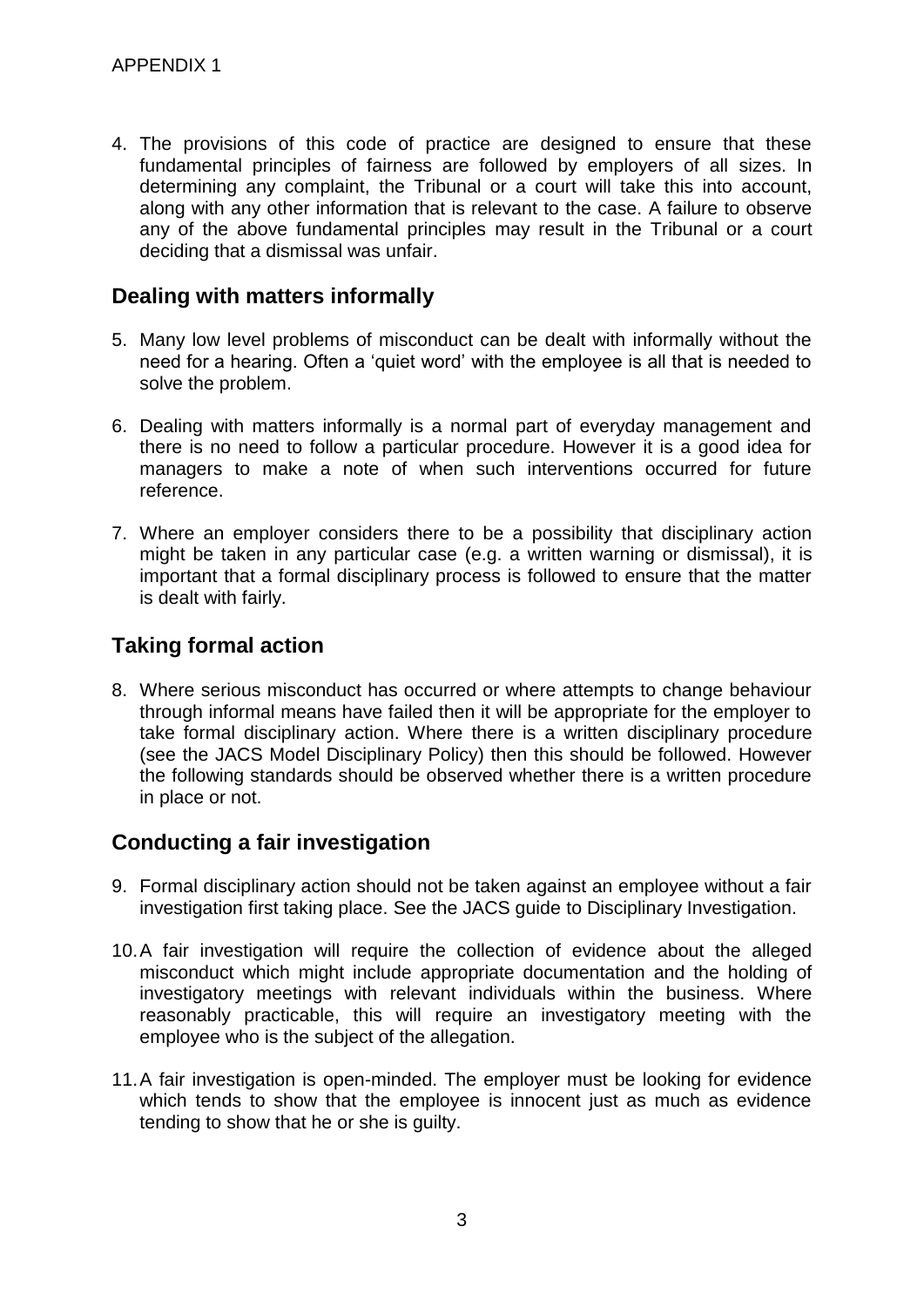4. The provisions of this code of practice are designed to ensure that these fundamental principles of fairness are followed by employers of all sizes. In determining any complaint, the Tribunal or a court will take this into account, along with any other information that is relevant to the case. A failure to observe any of the above fundamental principles may result in the Tribunal or a court deciding that a dismissal was unfair.

## Dealing with matters informally

5. Many low level problems of misconduct can be dealt with informally without the need for a hearing. Often a 'quiet word' with the employee is all that is needed to solve the problem.

6. Dealing with matters informally is a normal part of everyday management and there is no need to follow a particular procedure. However it is a good idea for managers to make a note of when such interventions occurred for future reference.

7. Where an employer considers there to be a possibility that disciplinary action might be taken in any particular case (e.g. a written warning or dismissal), it is important that a formal disciplinary process is followed to ensure that the matter is dealt with fairly.

## Taking formal action

8. Where serious misconduct has occurred or where attempts to change behaviour through informal means have failed then it will be appropriate for the employer to take formal disciplinary action. Where there is a written disciplinary procedure (see the JACS Model Disciplinary Policy) then this should be followed. However the following standards should be observed whether there is a written procedure in place or not.

## Conducting a fair investigation

9. Formal disciplinary action should not be taken against an employee without a fair investigation first taking place. See the JACS guide to Disciplinary Investigation.

10. A fair investigation will require the collection of evidence about the alleged misconduct which might include appropriate documentation and the holding of investigatory meetings with relevant individuals within the business. Where reasonably practicable, this will require an investigatory meeting with the employee who is the subject of the allegation.

11. A fair investigation is open-minded. The employer must be looking for evidence which tends to show that the employee is innocent just as much as evidence tending to show that he or she is guilty.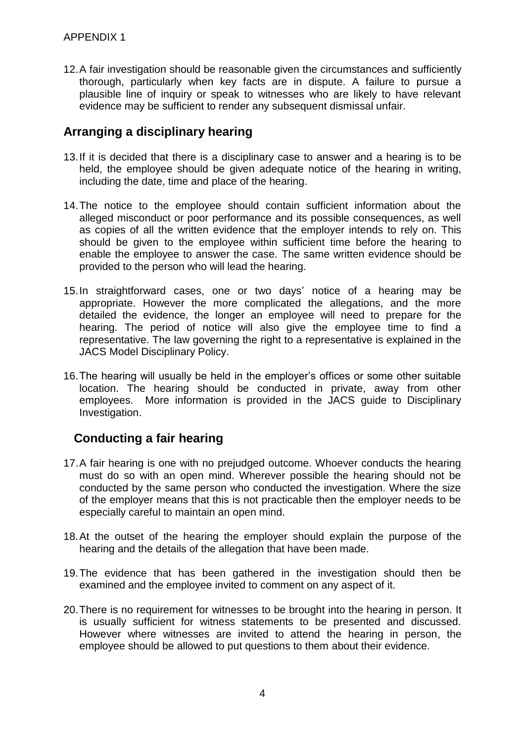12. A fair investigation should be reasonable given the circumstances and sufficiently thorough, particularly when key facts are in dispute. A failure to pursue a plausible line of inquiry or speak to witnesses who are likely to have relevant evidence may be sufficient to render any subsequent dismissal unfair.

## Arranging a disciplinary hearing

13. If it is decided that there is a disciplinary case to answer and a hearing is to be held, the employee should be given adequate notice of the hearing in writing, including the date, time and place of the hearing.

14. The notice to the employee should contain sufficient information about the alleged misconduct or poor performance and its possible consequences, as well as copies of all the written evidence that the employer intends to rely on. This should be given to the employee within sufficient time before the hearing to enable the employee to answer the case. The same written evidence should be provided to the person who will lead the hearing.

15. In straightforward cases, one or two days' notice of a hearing may be appropriate. However the more complicated the allegations, and the more detailed the evidence, the longer an employee will need to prepare for the hearing. The period of notice will also give the employee time to find a representative. The law governing the right to a representative is explained in the JACS Model Disciplinary Policy.

16. The hearing will usually be held in the employer's offices or some other suitable location. The hearing should be conducted in private, away from other employees. More information is provided in the JACS guide to Disciplinary Investigation.

## Conducting a fair hearing

17. A fair hearing is one with no prejudged outcome. Whoever conducts the hearing must do so with an open mind. Wherever possible the hearing should not be conducted by the same person who conducted the investigation. Where the size of the employer means that this is not practicable then the employer needs to be especially careful to maintain an open mind.

18. At the outset of the hearing the employer should explain the purpose of the hearing and the details of the allegation that have been made.

19. The evidence that has been gathered in the investigation should then be examined and the employee invited to comment on any aspect of it.

20. There is no requirement for witnesses to be brought into the hearing in person. It is usually sufficient for witness statements to be presented and discussed. However where witnesses are invited to attend the hearing in person, the employee should be allowed to put questions to them about their evidence.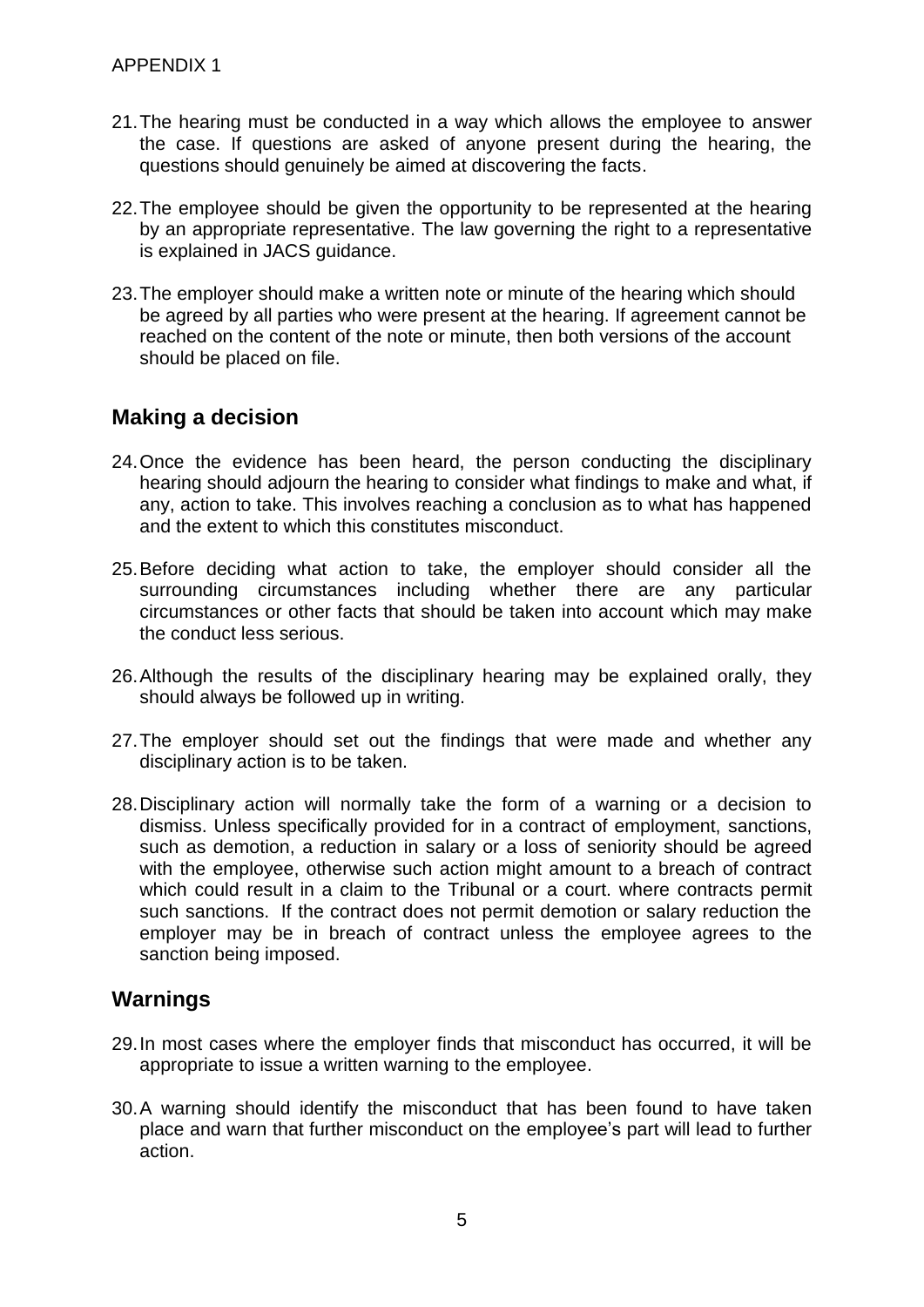21. The hearing must be conducted in a way which allows the employee to answer the case. If questions are asked of anyone present during the hearing, the questions should genuinely be aimed at discovering the facts.

22. The employee should be given the opportunity to be represented at the hearing by an appropriate representative. The law governing the right to a representative is explained in JACS guidance.

23. The employer should make a written note or minute of the hearing which should be agreed by all parties who were present at the hearing. If agreement cannot be reached on the content of the note or minute, then both versions of the account should be placed on file.

## Making a decision

24. Once the evidence has been heard, the person conducting the disciplinary hearing should adjourn the hearing to consider what findings to make and what, if any, action to take. This involves reaching a conclusion as to what has happened and the extent to which this constitutes misconduct.

25. Before deciding what action to take, the employer should consider all the surrounding circumstances including whether there are any particular circumstances or other facts that should be taken into account which may make the conduct less serious.

26. Although the results of the disciplinary hearing may be explained orally, they should always be followed up in writing.

27. The employer should set out the findings that were made and whether any disciplinary action is to be taken.

28. Disciplinary action will normally take the form of a warning or a decision to dismiss. Unless specifically provided for in a contract of employment, sanctions, such as demotion, a reduction in salary or a loss of seniority should be agreed with the employee, otherwise such action might amount to a breach of contract which could result in a claim to the Tribunal or a court. where contracts permit such sanctions. If the contract does not permit demotion or salary reduction the employer may be in breach of contract unless the employee agrees to the sanction being imposed.

## Warnings

29. In most cases where the employer finds that misconduct has occurred, it will be appropriate to issue a written warning to the employee.

30. A warning should identify the misconduct that has been found to have taken place and warn that further misconduct on the employee's part will lead to further action.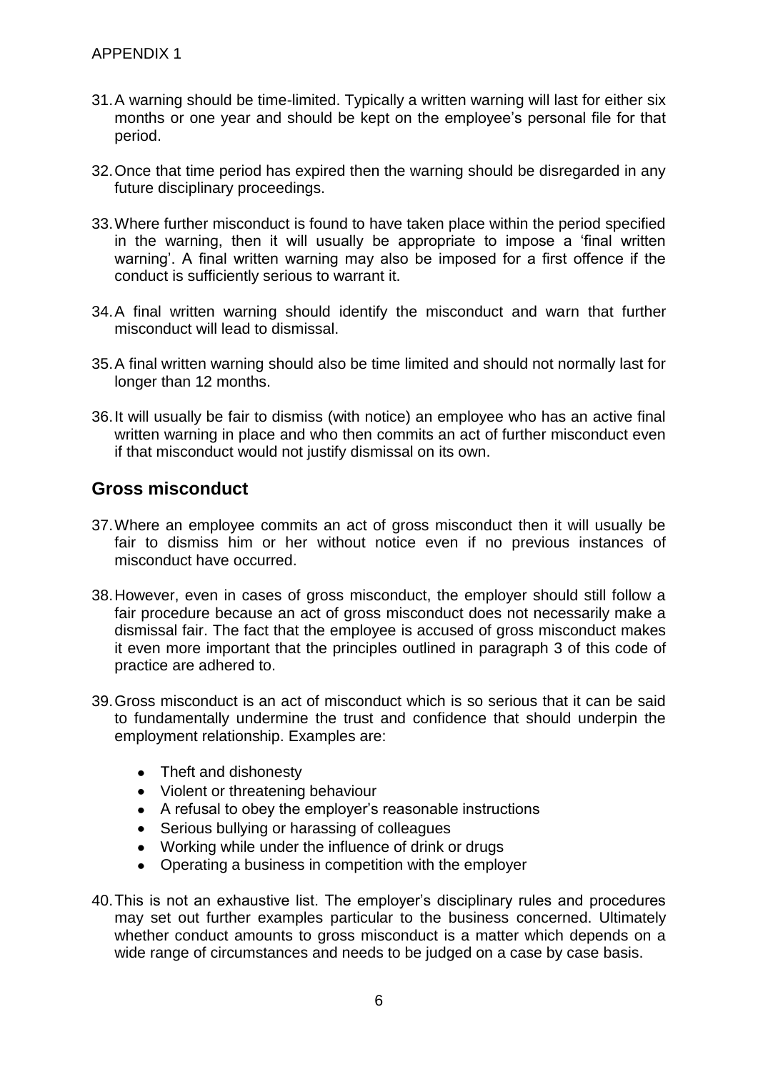APPENDIX 1

31. A warning should be time-limited. Typically a written warning will last for either six months or one year and should be kept on the employee's personal file for that period.

32. Once that time period has expired then the warning should be disregarded in any future disciplinary proceedings.

33. Where further misconduct is found to have taken place within the period specified in the warning, then it will usually be appropriate to impose a 'final written warning'. A final written warning may also be imposed for a first offence if the conduct is sufficiently serious to warrant it.

34. A final written warning should identify the misconduct and warn that further misconduct will lead to dismissal.

35. A final written warning should also be time limited and should not normally last for longer than 12 months.

36. It will usually be fair to dismiss (with notice) an employee who has an active final written warning in place and who then commits an act of further misconduct even if that misconduct would not justify dismissal on its own.

## Gross misconduct

37. Where an employee commits an act of gross misconduct then it will usually be fair to dismiss him or her without notice even if no previous instances of misconduct have occurred.

38. However, even in cases of gross misconduct, the employer should still follow a fair procedure because an act of gross misconduct does not necessarily make a dismissal fair. The fact that the employee is accused of gross misconduct makes it even more important that the principles outlined in paragraph 3 of this code of practice are adhered to.

39. Gross misconduct is an act of misconduct which is so serious that it can be said to fundamentally undermine the trust and confidence that should underpin the employment relationship. Examples are:

    - Theft and dishonesty
    - Violent or threatening behaviour
    - A refusal to obey the employer's reasonable instructions
    - Serious bullying or harassing of colleagues
    - Working while under the influence of drink or drugs
    - Operating a business in competition with the employer

40. This is not an exhaustive list. The employer's disciplinary rules and procedures may set out further examples particular to the business concerned. Ultimately whether conduct amounts to gross misconduct is a matter which depends on a wide range of circumstances and needs to be judged on a case by case basis.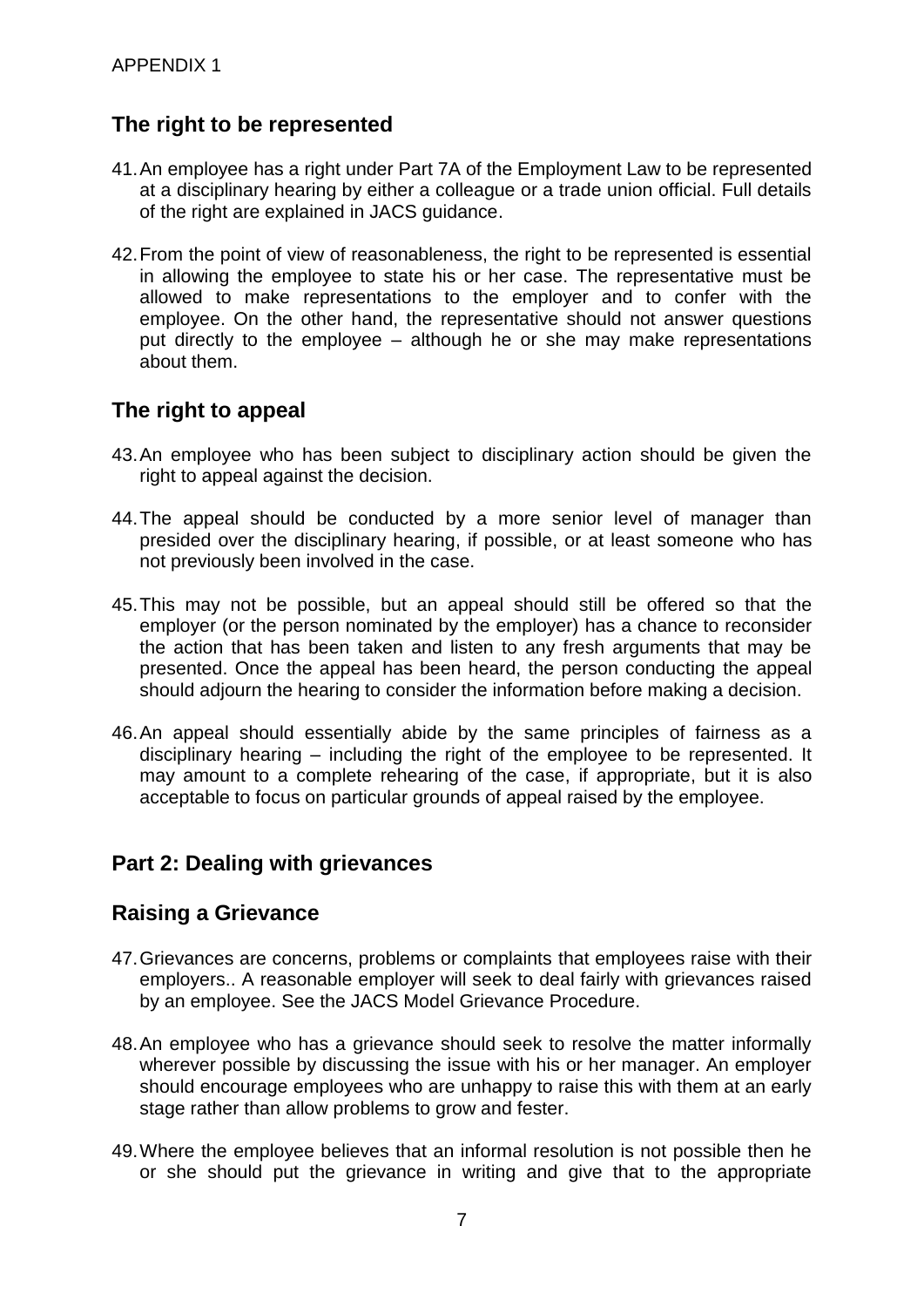APPENDIX 1

## The right to be represented

41. An employee has a right under Part 7A of the Employment Law to be represented at a disciplinary hearing by either a colleague or a trade union official. Full details of the right are explained in JACS guidance.

42. From the point of view of reasonableness, the right to be represented is essential in allowing the employee to state his or her case. The representative must be allowed to make representations to the employer and to confer with the employee. On the other hand, the representative should not answer questions put directly to the employee – although he or she may make representations about them.

## The right to appeal

43. An employee who has been subject to disciplinary action should be given the right to appeal against the decision.

44. The appeal should be conducted by a more senior level of manager than presided over the disciplinary hearing, if possible, or at least someone who has not previously been involved in the case.

45. This may not be possible, but an appeal should still be offered so that the employer (or the person nominated by the employer) has a chance to reconsider the action that has been taken and listen to any fresh arguments that may be presented. Once the appeal has been heard, the person conducting the appeal should adjourn the hearing to consider the information before making a decision.

46. An appeal should essentially abide by the same principles of fairness as a disciplinary hearing – including the right of the employee to be represented. It may amount to a complete rehearing of the case, if appropriate, but it is also acceptable to focus on particular grounds of appeal raised by the employee.

## Part 2: Dealing with grievances

## Raising a Grievance

47. Grievances are concerns, problems or complaints that employees raise with their employers.. A reasonable employer will seek to deal fairly with grievances raised by an employee. See the JACS Model Grievance Procedure.

48. An employee who has a grievance should seek to resolve the matter informally wherever possible by discussing the issue with his or her manager. An employer should encourage employees who are unhappy to raise this with them at an early stage rather than allow problems to grow and fester.

49. Where the employee believes that an informal resolution is not possible then he or she should put the grievance in writing and give that to the appropriate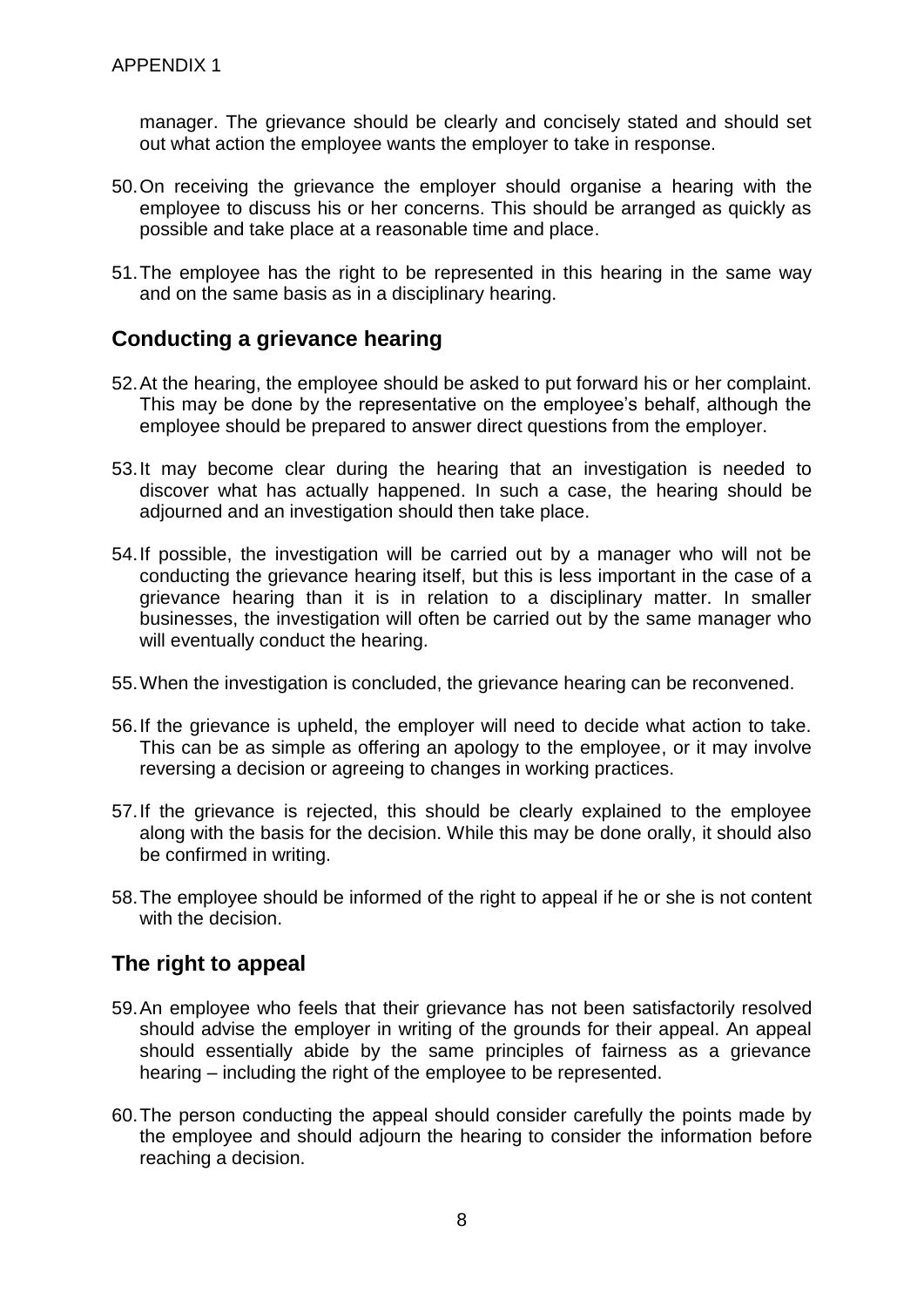manager. The grievance should be clearly and concisely stated and should set out what action the employee wants the employer to take in response.

50. On receiving the grievance the employer should organise a hearing with the employee to discuss his or her concerns. This should be arranged as quickly as possible and take place at a reasonable time and place.

51. The employee has the right to be represented in this hearing in the same way and on the same basis as in a disciplinary hearing.

## Conducting a grievance hearing

52. At the hearing, the employee should be asked to put forward his or her complaint. This may be done by the representative on the employee's behalf, although the employee should be prepared to answer direct questions from the employer.

53. It may become clear during the hearing that an investigation is needed to discover what has actually happened. In such a case, the hearing should be adjourned and an investigation should then take place.

54. If possible, the investigation will be carried out by a manager who will not be conducting the grievance hearing itself, but this is less important in the case of a grievance hearing than it is in relation to a disciplinary matter. In smaller businesses, the investigation will often be carried out by the same manager who will eventually conduct the hearing.

55. When the investigation is concluded, the grievance hearing can be reconvened.

56. If the grievance is upheld, the employer will need to decide what action to take. This can be as simple as offering an apology to the employee, or it may involve reversing a decision or agreeing to changes in working practices.

57. If the grievance is rejected, this should be clearly explained to the employee along with the basis for the decision. While this may be done orally, it should also be confirmed in writing.

58. The employee should be informed of the right to appeal if he or she is not content with the decision.

## The right to appeal

59. An employee who feels that their grievance has not been satisfactorily resolved should advise the employer in writing of the grounds for their appeal. An appeal should essentially abide by the same principles of fairness as a grievance hearing – including the right of the employee to be represented.

60. The person conducting the appeal should consider carefully the points made by the employee and should adjourn the hearing to consider the information before reaching a decision.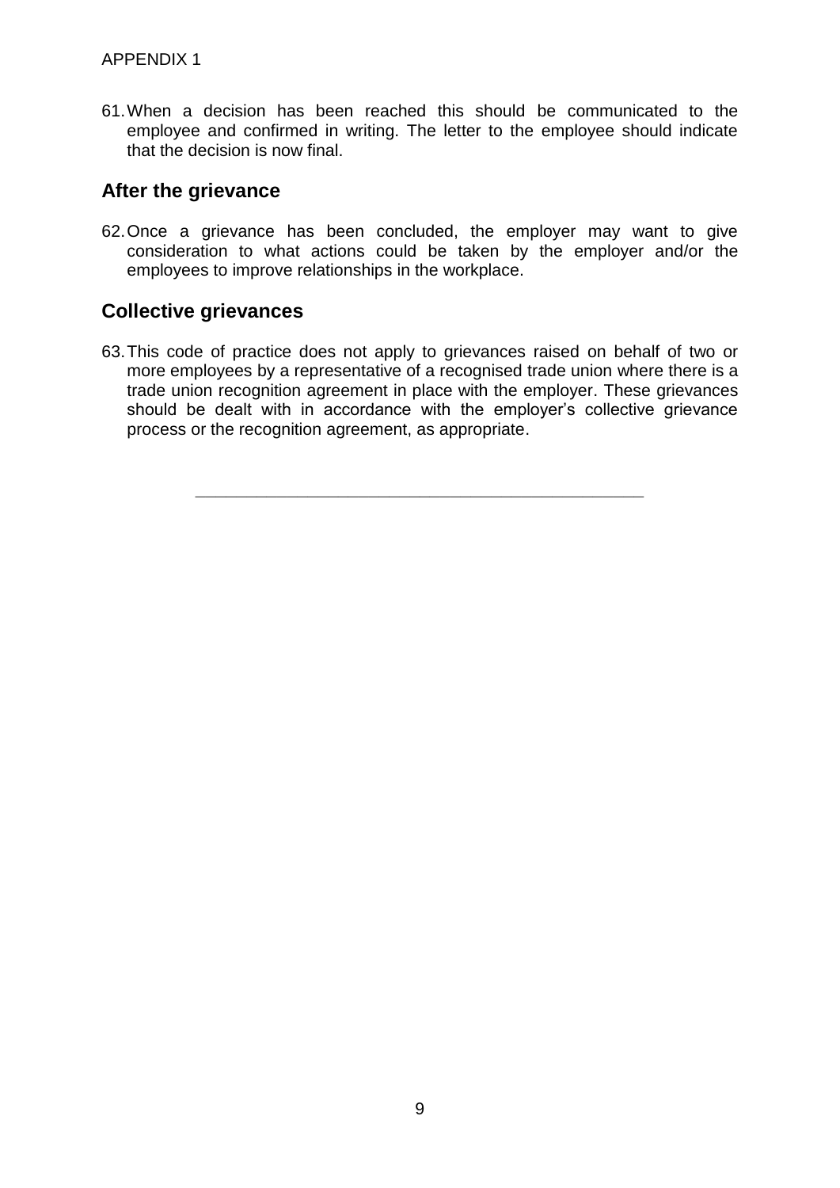61. When a decision has been reached this should be communicated to the employee and confirmed in writing. The letter to the employee should indicate that the decision is now final.

## After the grievance

62. Once a grievance has been concluded, the employer may want to give consideration to what actions could be taken by the employer and/or the employees to improve relationships in the workplace.

## Collective grievances

63. This code of practice does not apply to grievances raised on behalf of two or more employees by a representative of a recognised trade union where there is a trade union recognition agreement in place with the employer. These grievances should be dealt with in accordance with the employer's collective grievance process or the recognition agreement, as appropriate.

---